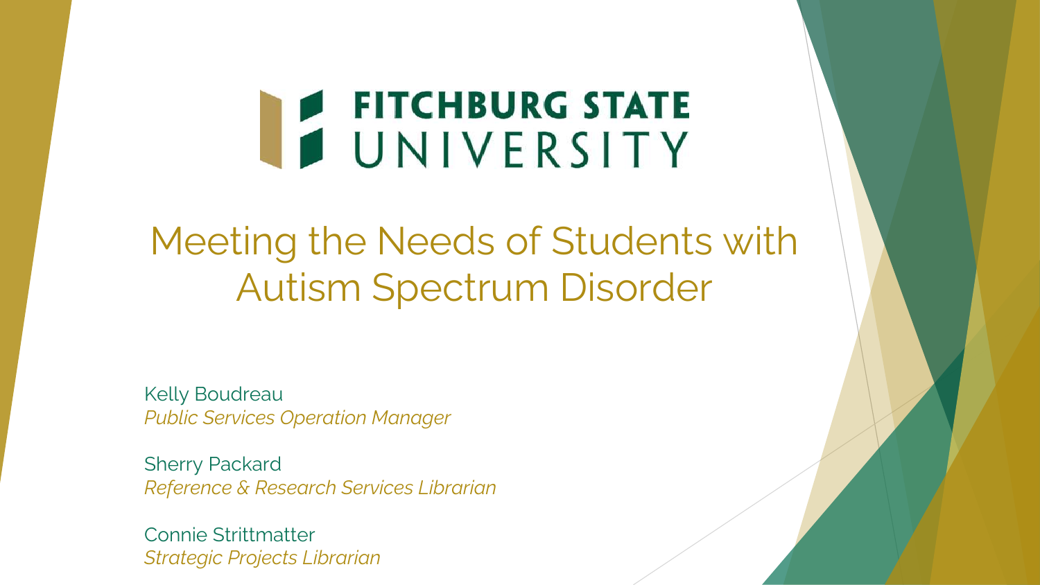**FITCHBURG STATE UNIVERSITY**

# Meeting the Needs of Students with Autism Spectrum Disorder

Kelly Boudreau
*Public Services Operation Manager*

Sherry Packard
*Reference & Research Services Librarian*

Connie Strittmatter
*Strategic Projects Librarian*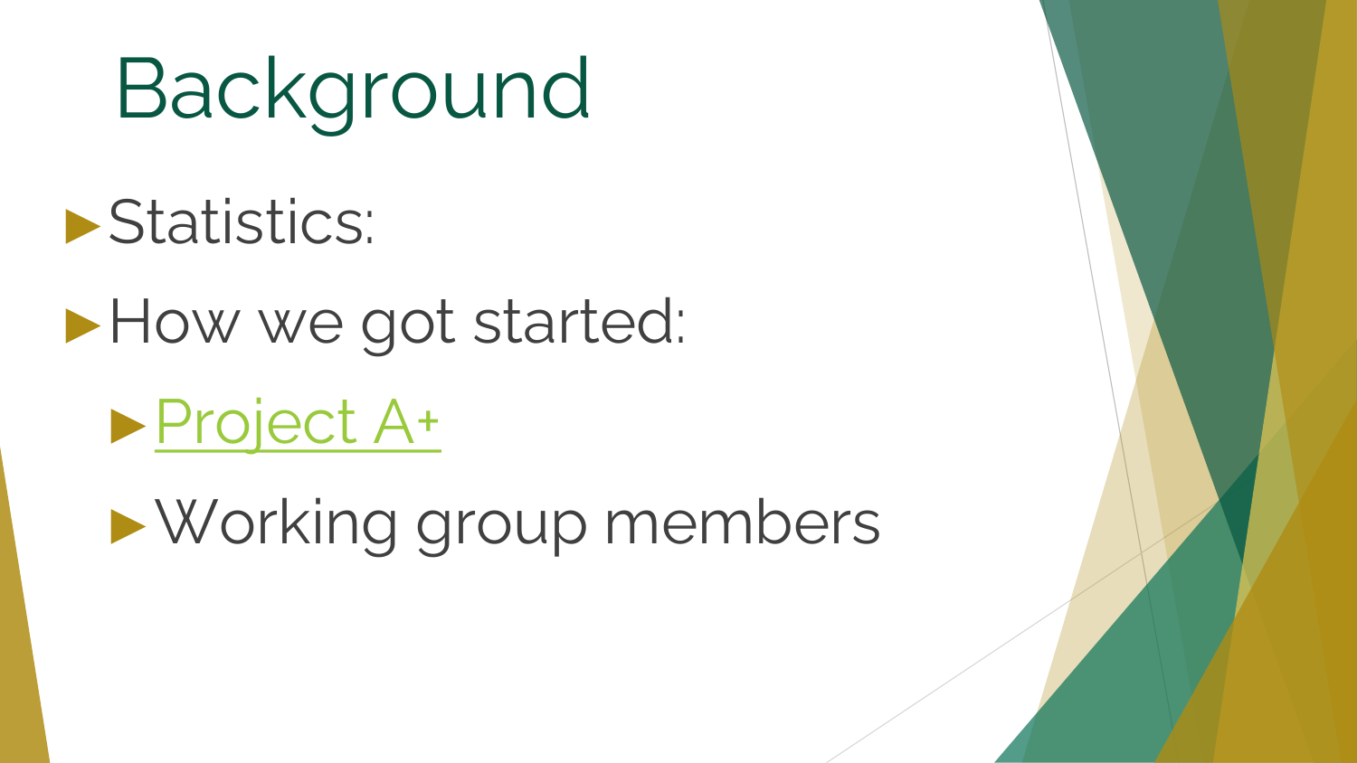# Background

- Statistics:
- How we got started:
  - Project A+
  - Working group members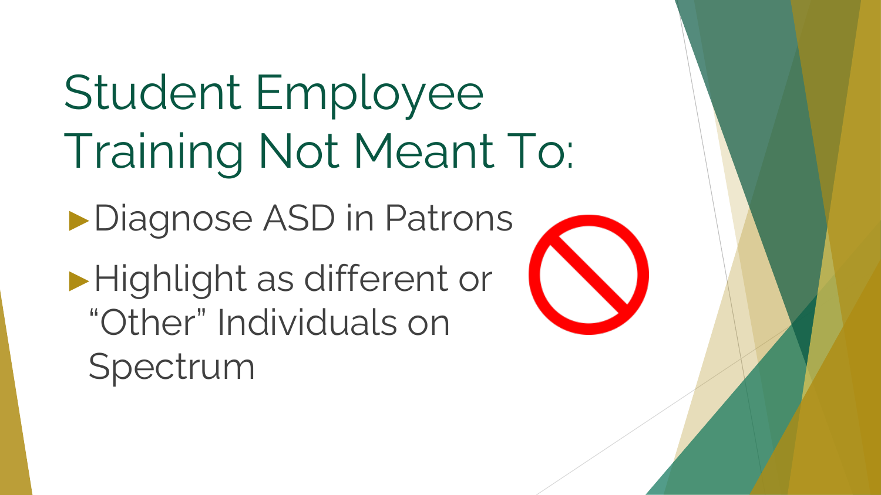# Student Employee Training Not Meant To:

- Diagnose ASD in Patrons
- Highlight as different or "Other" Individuals on Spectrum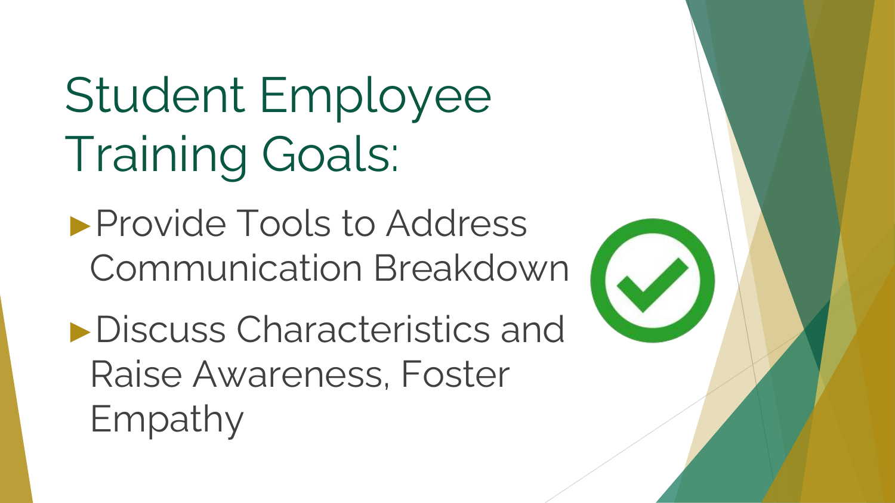# Student Employee Training Goals:

- Provide Tools to Address Communication Breakdown
- Discuss Characteristics and Raise Awareness, Foster Empathy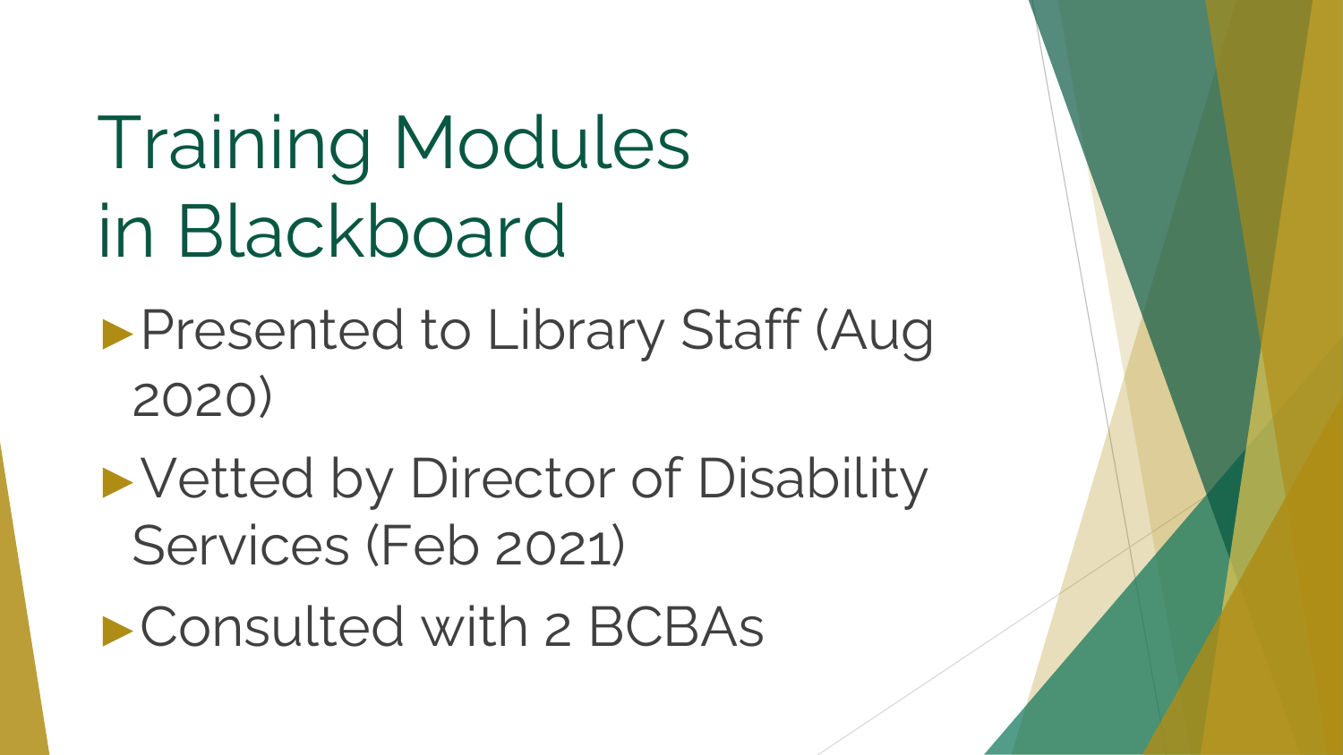# Training Modules in Blackboard

- Presented to Library Staff (Aug 2020)
- Vetted by Director of Disability Services (Feb 2021)
- Consulted with 2 BCBAs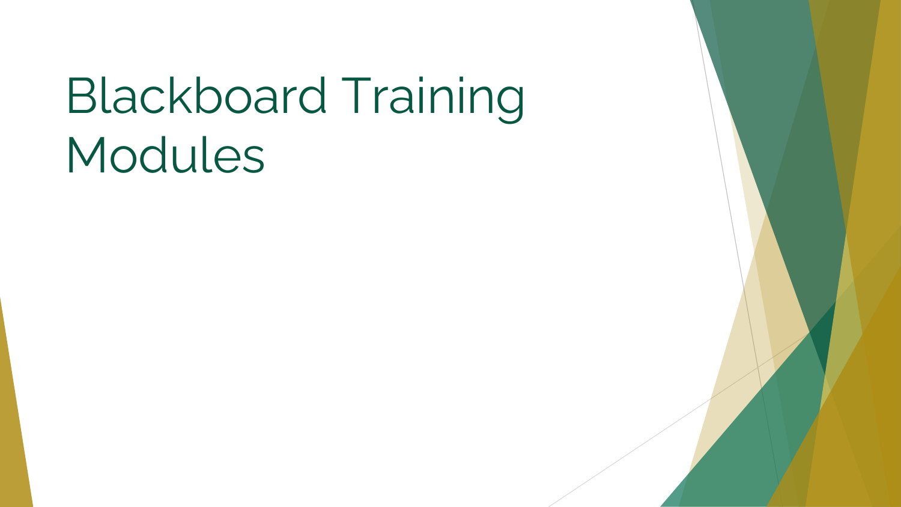# Blackboard Training Modules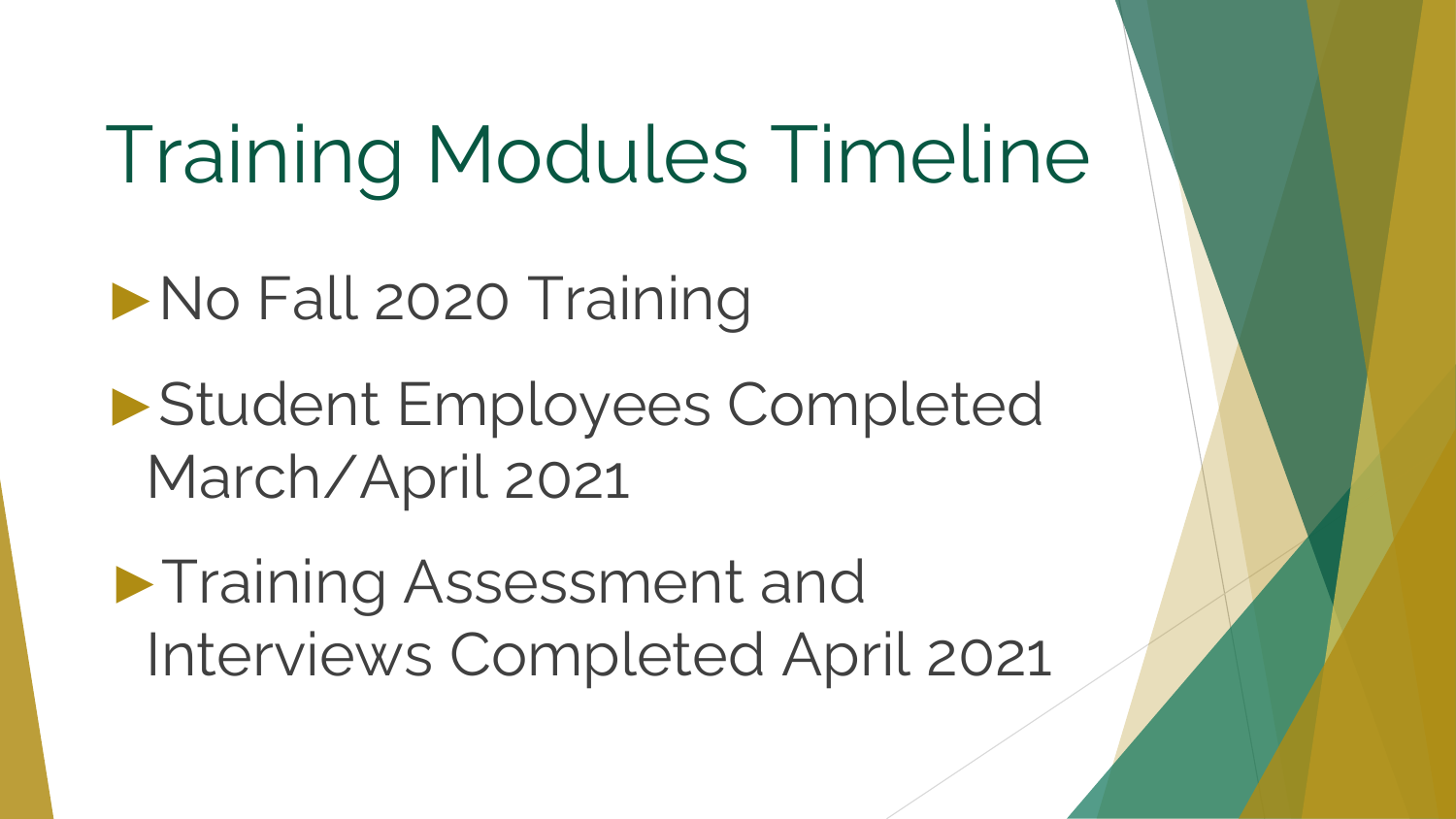# Training Modules Timeline

- No Fall 2020 Training
- Student Employees Completed March/April 2021
- Training Assessment and Interviews Completed April 2021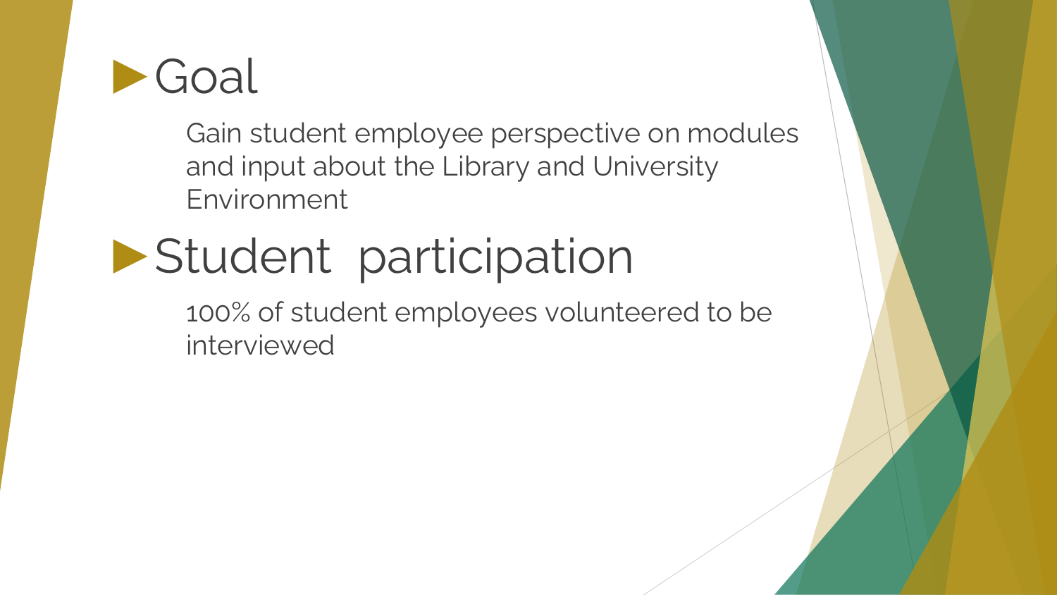## Goal

Gain student employee perspective on modules and input about the Library and University Environment

## Student participation

100% of student employees volunteered to be interviewed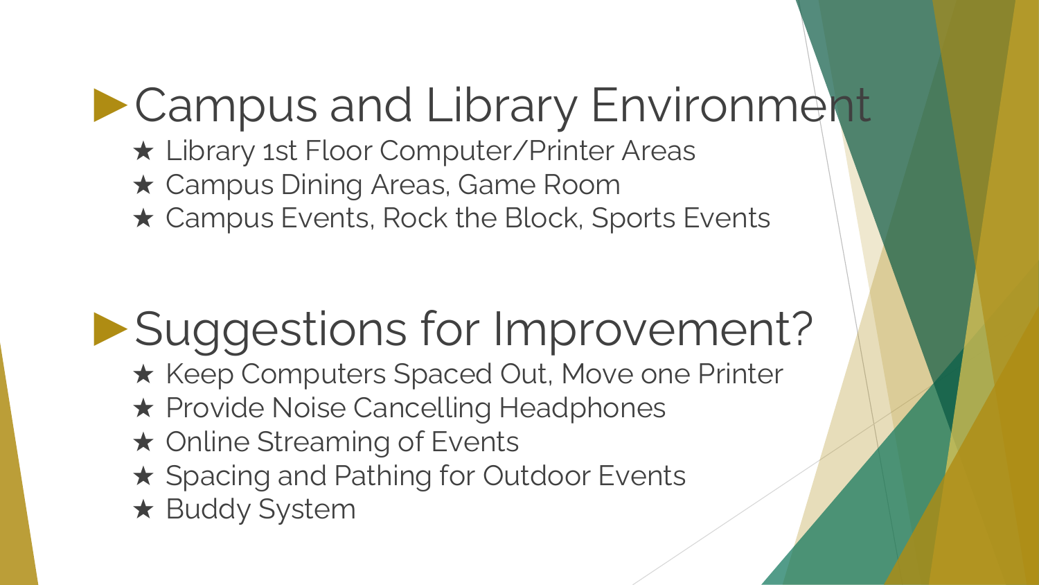## Campus and Library Environment

- Library 1st Floor Computer/Printer Areas
- Campus Dining Areas, Game Room
- Campus Events, Rock the Block, Sports Events

## Suggestions for Improvement?

- Keep Computers Spaced Out, Move one Printer
- Provide Noise Cancelling Headphones
- Online Streaming of Events
- Spacing and Pathing for Outdoor Events
- Buddy System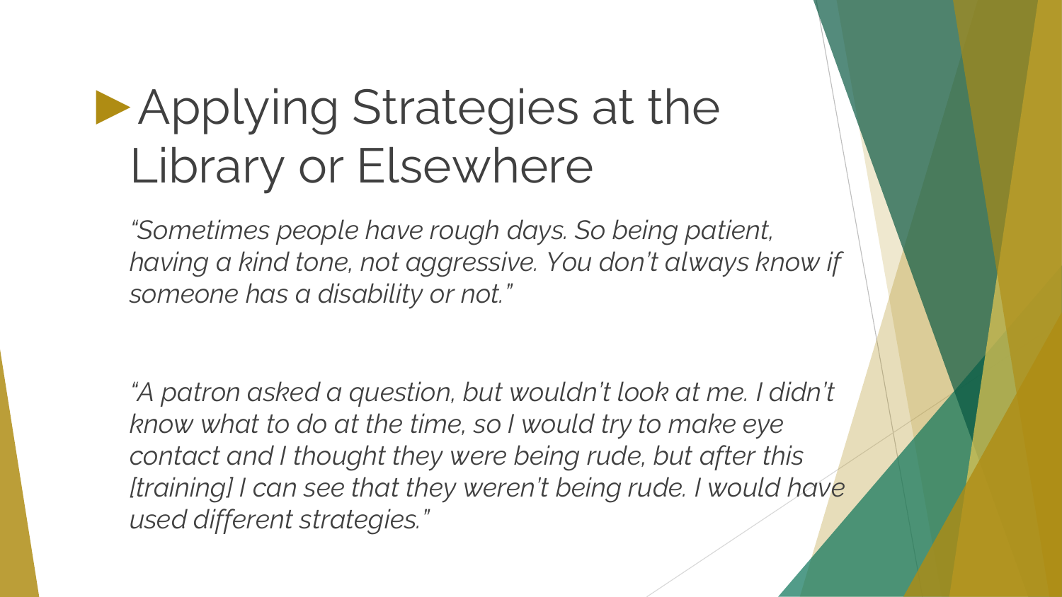# Applying Strategies at the Library or Elsewhere

*"Sometimes people have rough days. So being patient, having a kind tone, not aggressive. You don't always know if someone has a disability or not."*

*"A patron asked a question, but wouldn't look at me. I didn't know what to do at the time, so I would try to make eye contact and I thought they were being rude, but after this [training] I can see that they weren't being rude. I would have used different strategies."*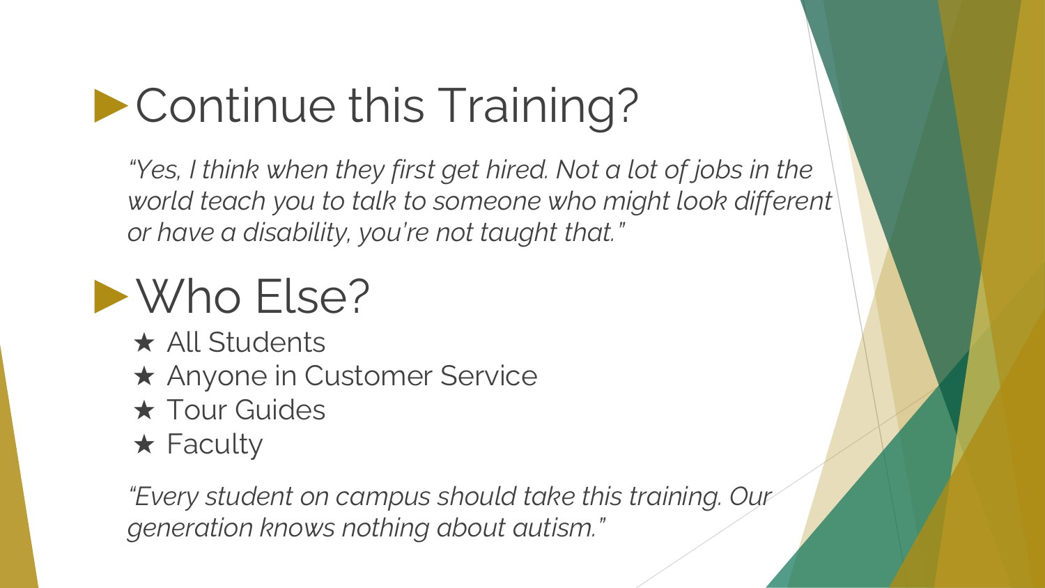## Continue this Training?

*"Yes, I think when they first get hired. Not a lot of jobs in the world teach you to talk to someone who might look different or have a disability, you're not taught that."*

## Who Else?

- All Students
- Anyone in Customer Service
- Tour Guides
- Faculty

*"Every student on campus should take this training. Our generation knows nothing about autism."*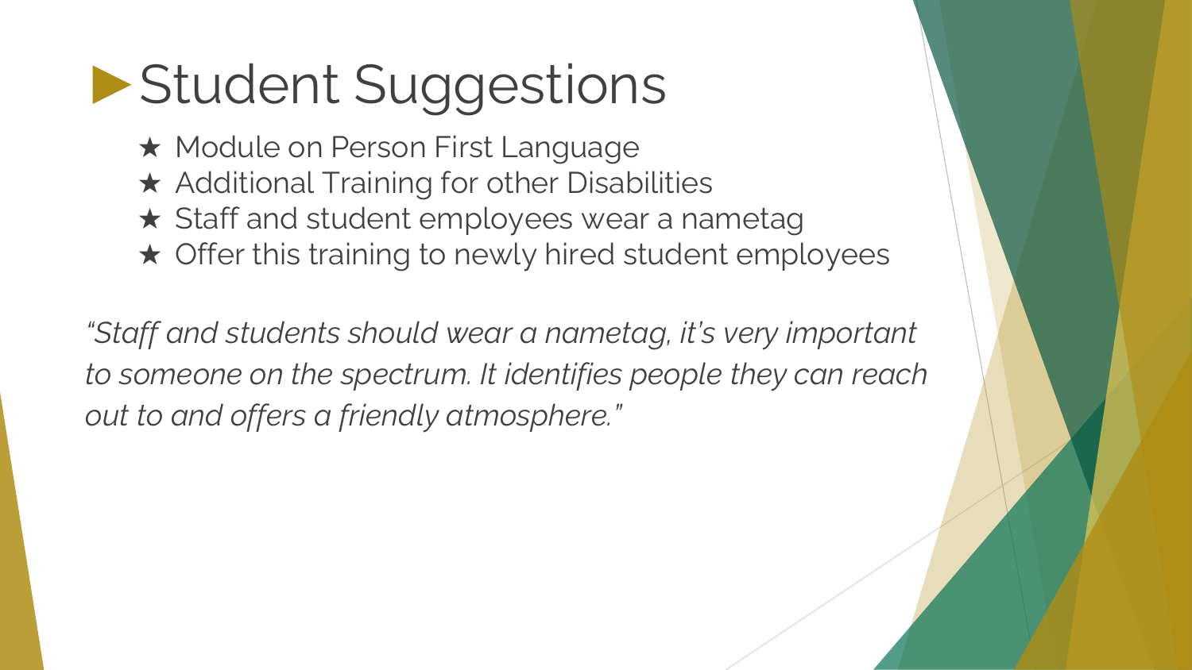# Student Suggestions

- Module on Person First Language
- Additional Training for other Disabilities
- Staff and student employees wear a nametag
- Offer this training to newly hired student employees

*"Staff and students should wear a nametag, it's very important to someone on the spectrum. It identifies people they can reach out to and offers a friendly atmosphere."*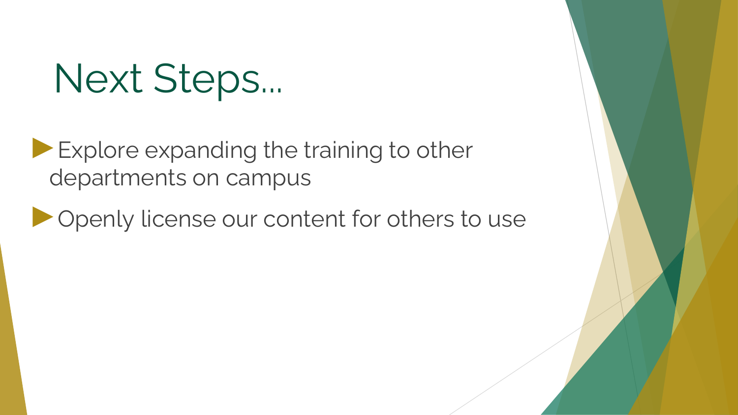# Next Steps...

- Explore expanding the training to other departments on campus
- Openly license our content for others to use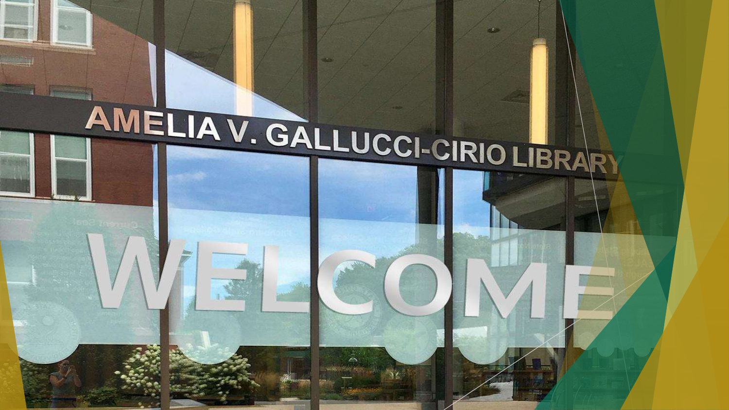AMELIA V. GALLUCCI-CIRIO LIBRARY

WELCOME